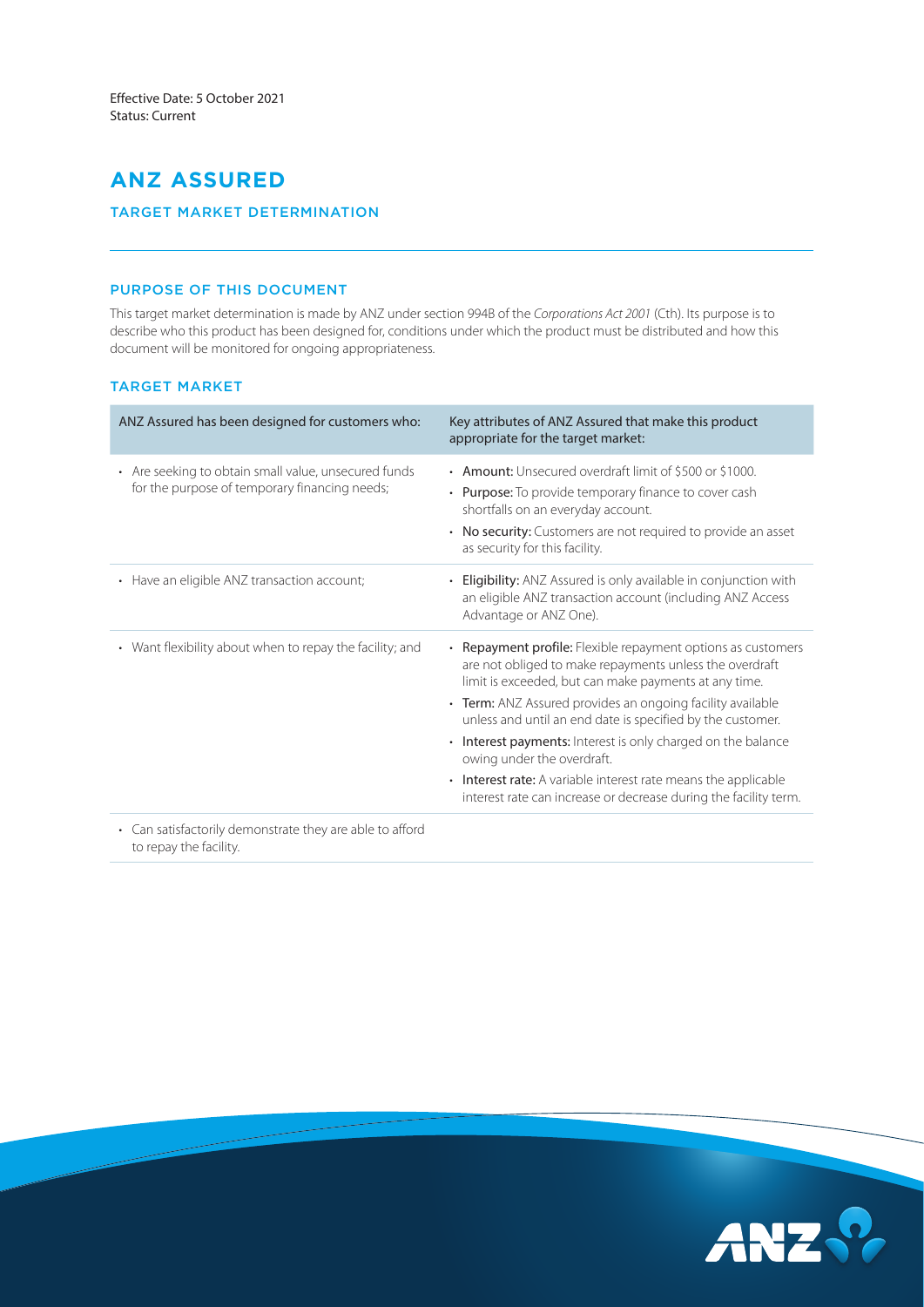Effective Date: 5 October 2021
Status: Current

# ANZ ASSURED

## TARGET MARKET DETERMINATION

### PURPOSE OF THIS DOCUMENT

This target market determination is made by ANZ under section 994B of the *Corporations Act 2001* (Cth). Its purpose is to describe who this product has been designed for, conditions under which the product must be distributed and how this document will be monitored for ongoing appropriateness.

### TARGET MARKET

| ANZ Assured has been designed for customers who: | Key attributes of ANZ Assured that make this product appropriate for the target market: |
|---|---|
| • Are seeking to obtain small value, unsecured funds for the purpose of temporary financing needs; | • **Amount:** Unsecured overdraft limit of \$500 or \$1000.<br>• **Purpose:** To provide temporary finance to cover cash shortfalls on an everyday account.<br>• **No security:** Customers are not required to provide an asset as security for this facility. |
| • Have an eligible ANZ transaction account; | • **Eligibility:** ANZ Assured is only available in conjunction with an eligible ANZ transaction account (including ANZ Access Advantage or ANZ One). |
| • Want flexibility about when to repay the facility; and | • **Repayment profile:** Flexible repayment options as customers are not obliged to make repayments unless the overdraft limit is exceeded, but can make payments at any time.<br>• **Term:** ANZ Assured provides an ongoing facility available unless and until an end date is specified by the customer.<br>• **Interest payments:** Interest is only charged on the balance owing under the overdraft.<br>• **Interest rate:** A variable interest rate means the applicable interest rate can increase or decrease during the facility term. |
| • Can satisfactorily demonstrate they are able to afford to repay the facility. | |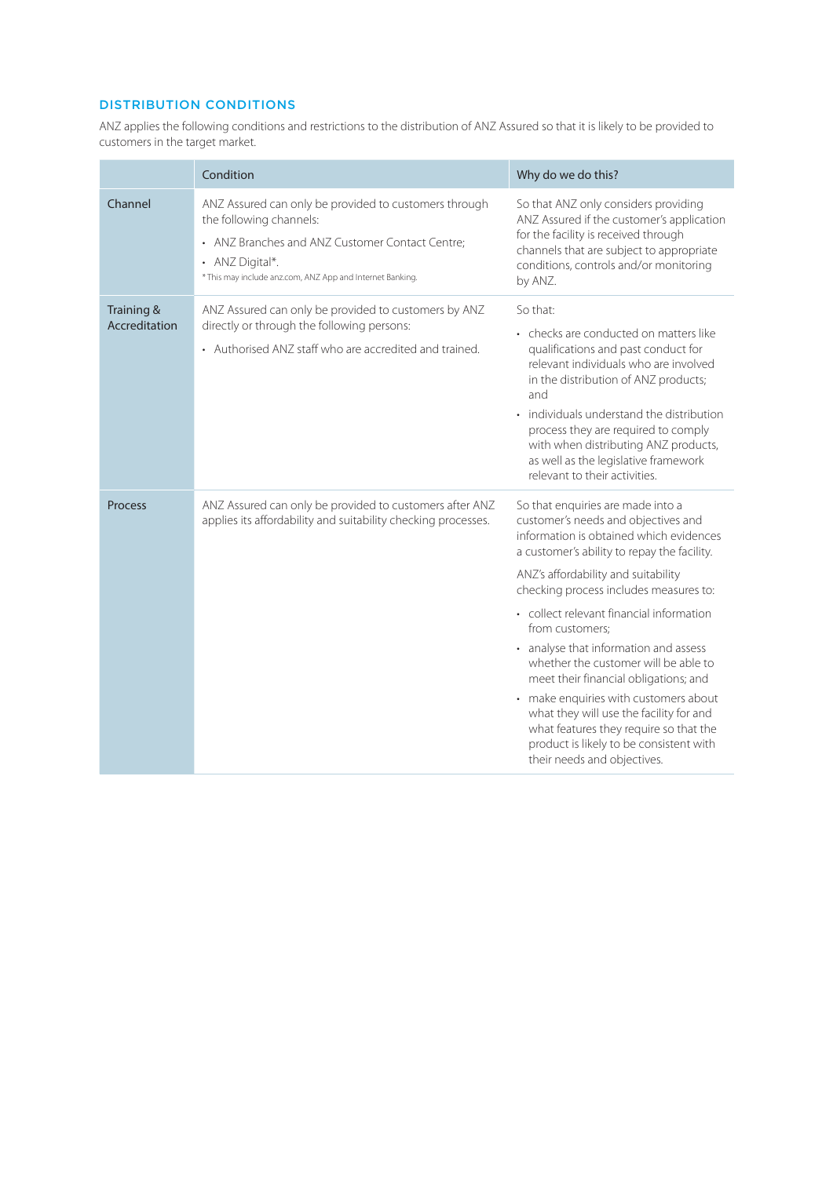## DISTRIBUTION CONDITIONS

ANZ applies the following conditions and restrictions to the distribution of ANZ Assured so that it is likely to be provided to customers in the target market.

| | Condition | Why do we do this? |
|---|---|---|
| Channel | ANZ Assured can only be provided to customers through the following channels:<br>• ANZ Branches and ANZ Customer Contact Centre;<br>• ANZ Digital*.<br>* This may include anz.com, ANZ App and Internet Banking. | So that ANZ only considers providing ANZ Assured if the customer's application for the facility is received through channels that are subject to appropriate conditions, controls and/or monitoring by ANZ. |
| Training & Accreditation | ANZ Assured can only be provided to customers by ANZ directly or through the following persons:<br>• Authorised ANZ staff who are accredited and trained. | So that:<br>• checks are conducted on matters like qualifications and past conduct for relevant individuals who are involved in the distribution of ANZ products; and<br>• individuals understand the distribution process they are required to comply with when distributing ANZ products, as well as the legislative framework relevant to their activities. |
| Process | ANZ Assured can only be provided to customers after ANZ applies its affordability and suitability checking processes. | So that enquiries are made into a customer's needs and objectives and information is obtained which evidences a customer's ability to repay the facility.<br>ANZ's affordability and suitability checking process includes measures to:<br>• collect relevant financial information from customers;<br>• analyse that information and assess whether the customer will be able to meet their financial obligations; and<br>• make enquiries with customers about what they will use the facility for and what features they require so that the product is likely to be consistent with their needs and objectives. |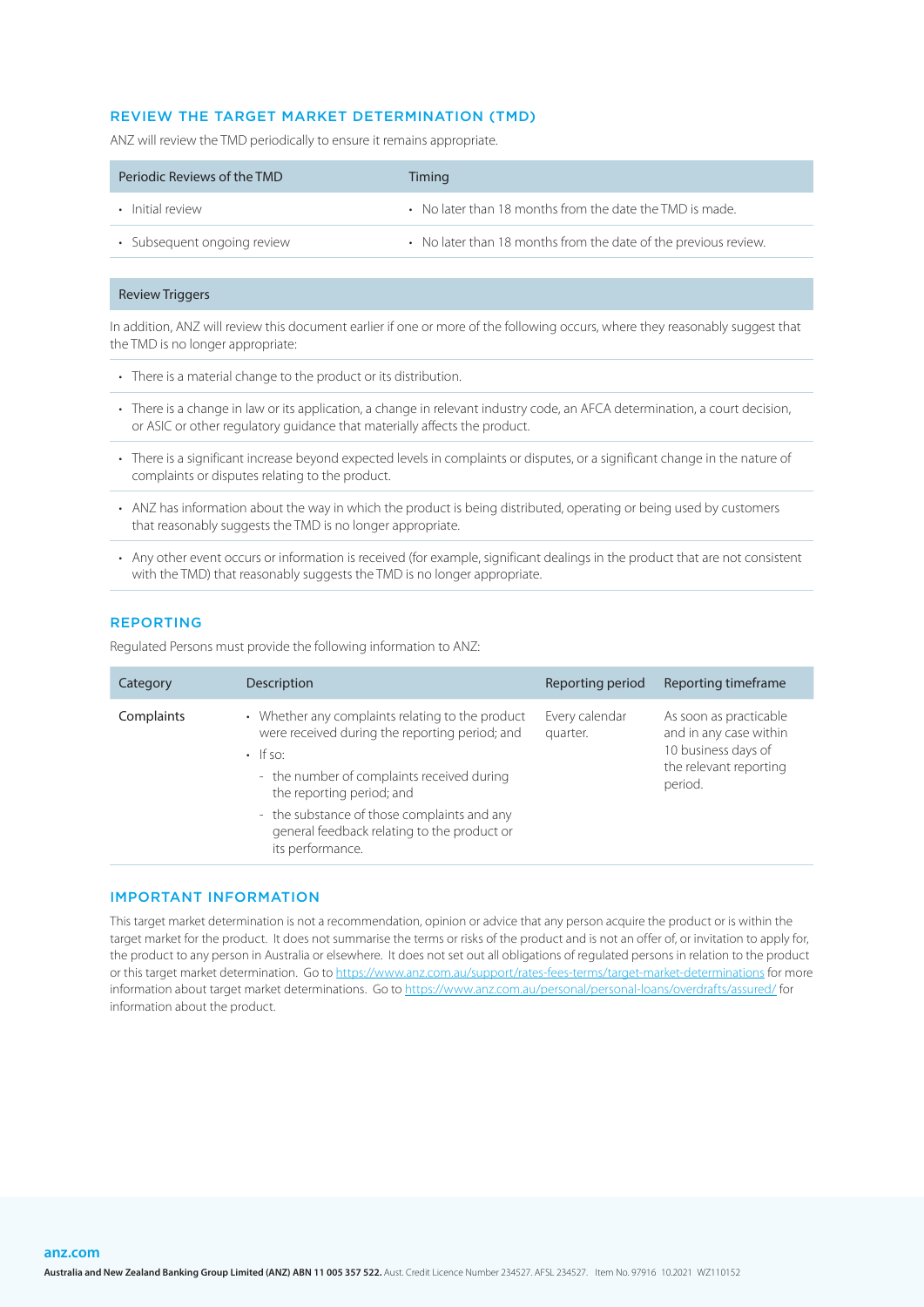## REVIEW THE TARGET MARKET DETERMINATION (TMD)

ANZ will review the TMD periodically to ensure it remains appropriate.

| Periodic Reviews of the TMD | Timing |
|---|---|
| • Initial review | • No later than 18 months from the date the TMD is made. |
| • Subsequent ongoing review | • No later than 18 months from the date of the previous review. |

### Review Triggers

In addition, ANZ will review this document earlier if one or more of the following occurs, where they reasonably suggest that the TMD is no longer appropriate:

- There is a material change to the product or its distribution.
- There is a change in law or its application, a change in relevant industry code, an AFCA determination, a court decision, or ASIC or other regulatory guidance that materially affects the product.
- There is a significant increase beyond expected levels in complaints or disputes, or a significant change in the nature of complaints or disputes relating to the product.
- ANZ has information about the way in which the product is being distributed, operating or being used by customers that reasonably suggests the TMD is no longer appropriate.
- Any other event occurs or information is received (for example, significant dealings in the product that are not consistent with the TMD) that reasonably suggests the TMD is no longer appropriate.

## REPORTING

Regulated Persons must provide the following information to ANZ:

| Category | Description | Reporting period | Reporting timeframe |
|---|---|---|---|
| Complaints | • Whether any complaints relating to the product were received during the reporting period; and<br>• If so:<br>- the number of complaints received during the reporting period; and<br>- the substance of those complaints and any general feedback relating to the product or its performance. | Every calendar quarter. | As soon as practicable and in any case within 10 business days of the relevant reporting period. |

## IMPORTANT INFORMATION

This target market determination is not a recommendation, opinion or advice that any person acquire the product or is within the target market for the product. It does not summarise the terms or risks of the product and is not an offer of, or invitation to apply for, the product to any person in Australia or elsewhere. It does not set out all obligations of regulated persons in relation to the product or this target market determination. Go to https://www.anz.com.au/support/rates-fees-terms/target-market-determinations for more information about target market determinations. Go to https://www.anz.com.au/personal/personal-loans/overdrafts/assured/ for information about the product.

**anz.com**

**Australia and New Zealand Banking Group Limited (ANZ) ABN 11 005 357 522.** Aust. Credit Licence Number 234527. AFSL 234527. Item No. 97916 10.2021 WZ110152